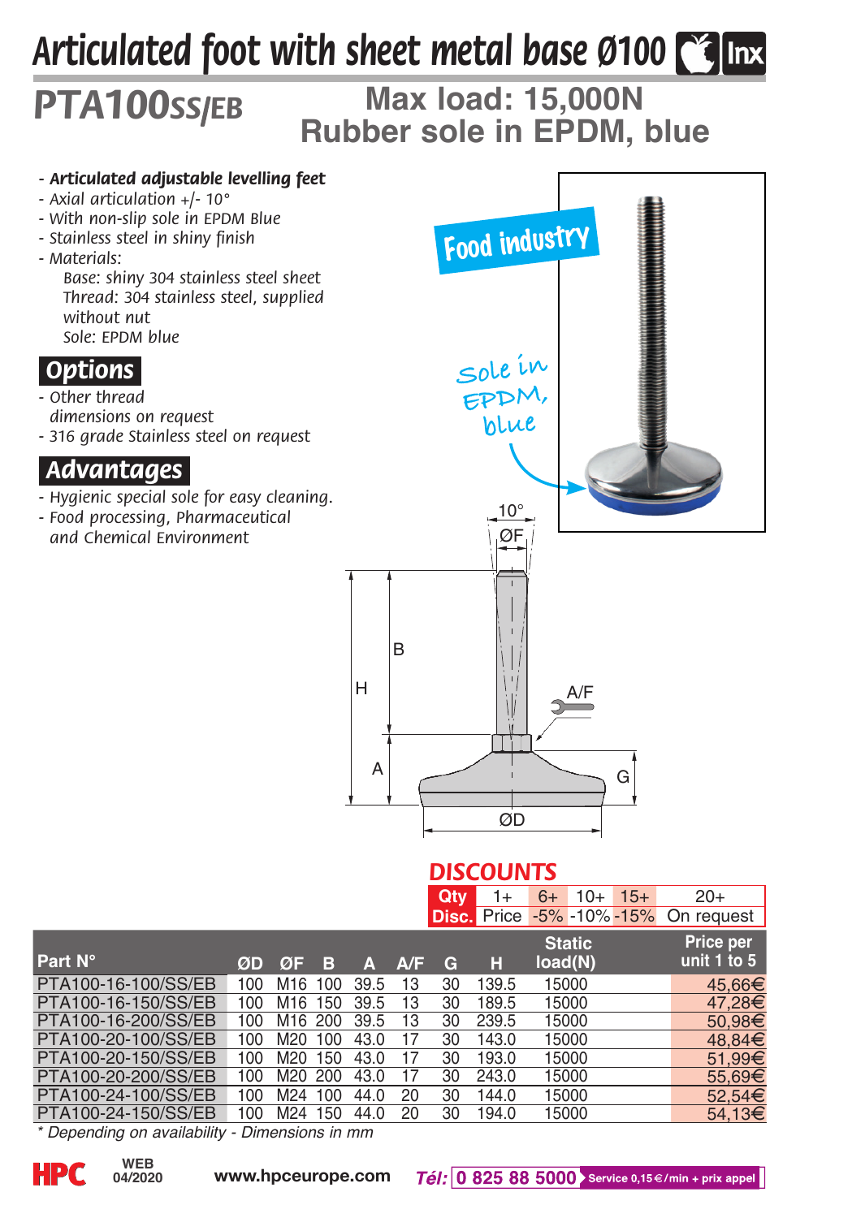# Articulated foot with sheet metal base Ø100

## PTA100SS/EB

**Max load: 15,000N**
**Rubber sole in EPDM, blue**

- ***Articulated adjustable levelling feet***
- *Axial articulation +/- 10°*
- *With non-slip sole in EPDM Blue*
- *Stainless steel in shiny finish*
- *Materials:*
  - *Base: shiny 304 stainless steel sheet*
  - *Thread: 304 stainless steel, supplied without nut*
  - *Sole: EPDM blue*

### Options

- *Other thread dimensions on request*
- *316 grade Stainless steel on request*

### Advantages

- *Hygienic special sole for easy cleaning.*
- *Food processing, Pharmaceutical and Chemical Environment*

Food industry

Sole in EPDM, blue

### DISCOUNTS

| Qty | 1+ | 6+ | 10+ | 15+ | 20+ |
|---|---|---|---|---|---|
| Disc. | Price | -5% | -10% | -15% | On request |

| Part N° | ØD | ØF | B | A | A/F | G | H | Static load(N) | Price per unit 1 to 5 |
|---|---|---|---|---|---|---|---|---|---|
| PTA100-16-100/SS/EB | 100 | M16 | 100 | 39.5 | 13 | 30 | 139.5 | 15000 | 45,66€ |
| PTA100-16-150/SS/EB | 100 | M16 | 150 | 39.5 | 13 | 30 | 189.5 | 15000 | 47,28€ |
| PTA100-16-200/SS/EB | 100 | M16 | 200 | 39.5 | 13 | 30 | 239.5 | 15000 | 50,98€ |
| PTA100-20-100/SS/EB | 100 | M20 | 100 | 43.0 | 17 | 30 | 143.0 | 15000 | 48,84€ |
| PTA100-20-150/SS/EB | 100 | M20 | 150 | 43.0 | 17 | 30 | 193.0 | 15000 | 51,99€ |
| PTA100-20-200/SS/EB | 100 | M20 | 200 | 43.0 | 17 | 30 | 243.0 | 15000 | 55,69€ |
| PTA100-24-100/SS/EB | 100 | M24 | 100 | 44.0 | 20 | 30 | 144.0 | 15000 | 52,54€ |
| PTA100-24-150/SS/EB | 100 | M24 | 150 | 44.0 | 20 | 30 | 194.0 | 15000 | 54,13€ |

*\* Depending on availability - Dimensions in mm*

HPC WEB 04/2020 www.hpceurope.com *Tél:* 0 825 88 5000 Service 0,15 €/min + prix appel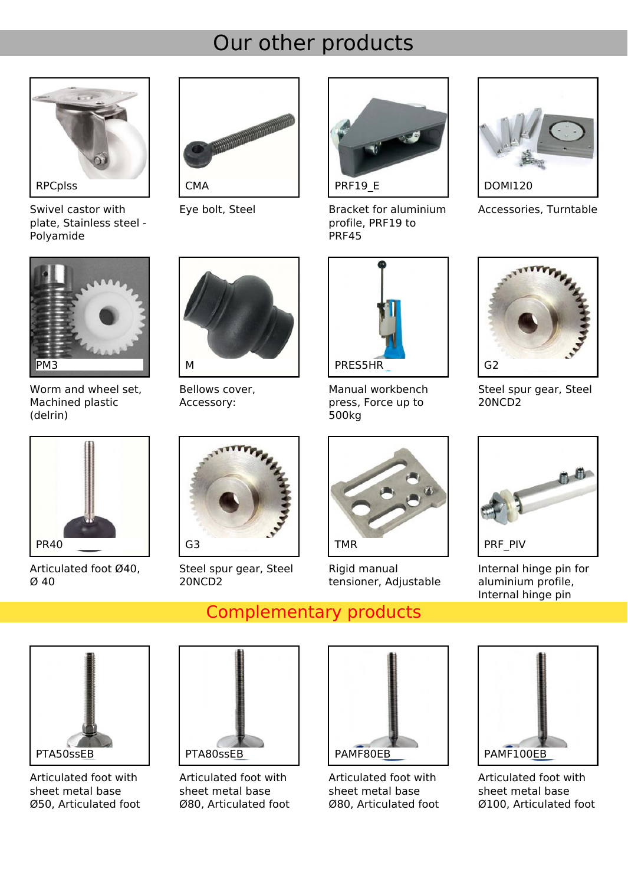# Our other products

RPCplss

Swivel castor with plate, Stainless steel - Polyamide

CMA

Eye bolt, Steel

PRF19_E

Bracket for aluminium profile, PRF19 to PRF45

DOMI120

Accessories, Turntable

PM3

Worm and wheel set, Machined plastic (delrin)

M

Bellows cover, Accessory:

PRES5HR

Manual workbench press, Force up to 500kg

G2

Steel spur gear, Steel 20NCD2

PR40

Articulated foot Ø40, Ø 40

G3

Steel spur gear, Steel 20NCD2

TMR

Rigid manual tensioner, Adjustable

PRF_PIV

Internal hinge pin for aluminium profile, Internal hinge pin

# Complementary products

PTA50ssEB

Articulated foot with sheet metal base Ø50, Articulated foot

PTA80ssEB

Articulated foot with sheet metal base Ø80, Articulated foot

PAMF80EB

Articulated foot with sheet metal base Ø80, Articulated foot

PAMF100EB

Articulated foot with sheet metal base Ø100, Articulated foot